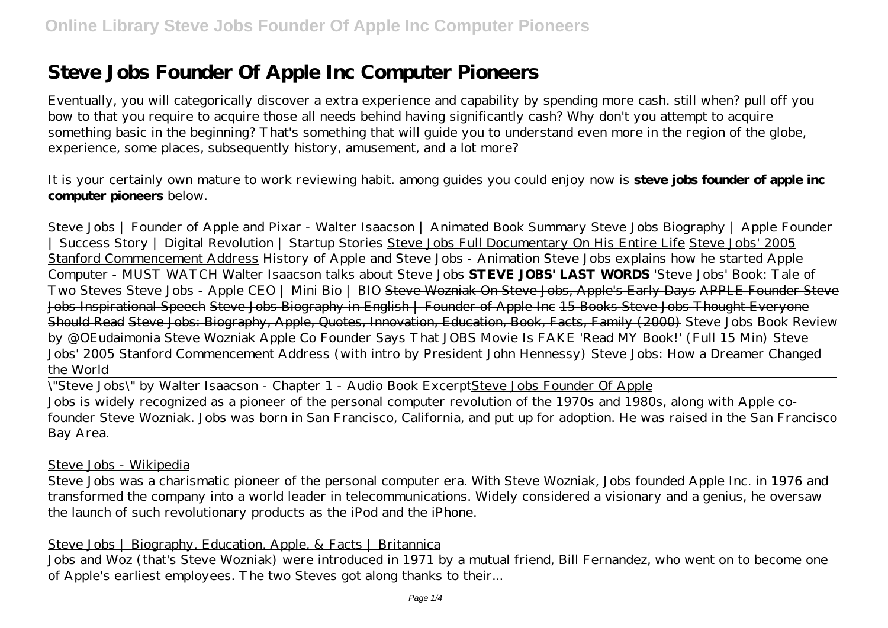# Steve Jobs Founder Of Apple Inc Computer Pioneers

Eventually, you will categorically discover a extra experience and capability by spending more cash. still when? pull off you bow to that you require to acquire those all needs behind having significantly cash? Why don't you attempt to acquire something basic in the beginning? That's something that will guide you to understand even more in the region of the globe, experience, some places, subsequently history, amusement, and a lot more?

It is your certainly own mature to work reviewing habit. among guides you could enjoy now is **steve jobs founder of apple inc computer pioneers** below.

~~Steve Jobs | Founder of Apple and Pixar - Walter Isaacson | Animated Book Summary~~ *Steve Jobs Biography | Apple Founder | Success Story | Digital Revolution | Startup Stories* Steve Jobs Full Documentary On His Entire Life Steve Jobs' 2005 Stanford Commencement Address ~~History of Apple and Steve Jobs - Animation~~ *Steve Jobs explains how he started Apple Computer - MUST WATCH Walter Isaacson talks about Steve Jobs* **STEVE JOBS' LAST WORDS** *'Steve Jobs' Book: Tale of Two Steves Steve Jobs - Apple CEO | Mini Bio | BIO* ~~Steve Wozniak On Steve Jobs, Apple's Early Days APPLE Founder Steve Jobs Inspirational Speech Steve Jobs Biography in English | Founder of Apple Inc 15 Books Steve Jobs Thought Everyone Should Read Steve Jobs: Biography, Apple, Quotes, Innovation, Education, Book, Facts, Family (2000)~~ *Steve Jobs Book Review by @OEudaimonia Steve Wozniak Apple Co Founder Says That JOBS Movie Is FAKE 'Read MY Book!' (Full 15 Min) Steve Jobs' 2005 Stanford Commencement Address (with intro by President John Hennessy)* Steve Jobs: How a Dreamer Changed the World

"Steve Jobs" by Walter Isaacson - Chapter 1 - Audio Book Excerpt Steve Jobs Founder Of Apple
Jobs is widely recognized as a pioneer of the personal computer revolution of the 1970s and 1980s, along with Apple co-founder Steve Wozniak. Jobs was born in San Francisco, California, and put up for adoption. He was raised in the San Francisco Bay Area.

Steve Jobs - Wikipedia
Steve Jobs was a charismatic pioneer of the personal computer era. With Steve Wozniak, Jobs founded Apple Inc. in 1976 and transformed the company into a world leader in telecommunications. Widely considered a visionary and a genius, he oversaw the launch of such revolutionary products as the iPod and the iPhone.

Steve Jobs | Biography, Education, Apple, & Facts | Britannica
Jobs and Woz (that's Steve Wozniak) were introduced in 1971 by a mutual friend, Bill Fernandez, who went on to become one of Apple's earliest employees. The two Steves got along thanks to their...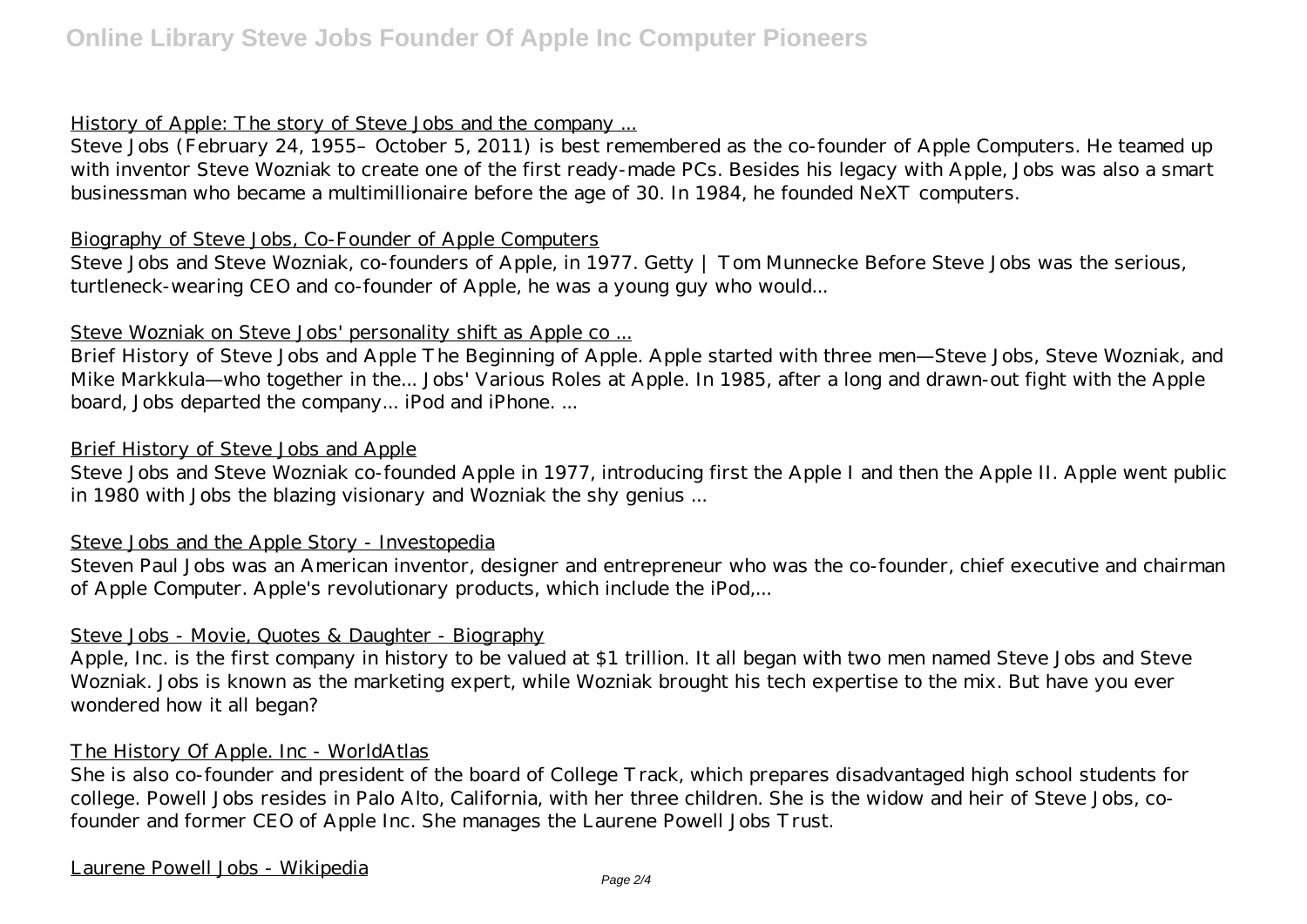History of Apple: The story of Steve Jobs and the company ...

Steve Jobs (February 24, 1955– October 5, 2011) is best remembered as the co-founder of Apple Computers. He teamed up with inventor Steve Wozniak to create one of the first ready-made PCs. Besides his legacy with Apple, Jobs was also a smart businessman who became a multimillionaire before the age of 30. In 1984, he founded NeXT computers.

Biography of Steve Jobs, Co-Founder of Apple Computers

Steve Jobs and Steve Wozniak, co-founders of Apple, in 1977. Getty | Tom Munnecke Before Steve Jobs was the serious, turtleneck-wearing CEO and co-founder of Apple, he was a young guy who would...

Steve Wozniak on Steve Jobs' personality shift as Apple co ...

Brief History of Steve Jobs and Apple The Beginning of Apple. Apple started with three men—Steve Jobs, Steve Wozniak, and Mike Markkula—who together in the... Jobs' Various Roles at Apple. In 1985, after a long and drawn-out fight with the Apple board, Jobs departed the company... iPod and iPhone. ...

Brief History of Steve Jobs and Apple

Steve Jobs and Steve Wozniak co-founded Apple in 1977, introducing first the Apple I and then the Apple II. Apple went public in 1980 with Jobs the blazing visionary and Wozniak the shy genius ...

Steve Jobs and the Apple Story - Investopedia

Steven Paul Jobs was an American inventor, designer and entrepreneur who was the co-founder, chief executive and chairman of Apple Computer. Apple's revolutionary products, which include the iPod,...

Steve Jobs - Movie, Quotes & Daughter - Biography

Apple, Inc. is the first company in history to be valued at $1 trillion. It all began with two men named Steve Jobs and Steve Wozniak. Jobs is known as the marketing expert, while Wozniak brought his tech expertise to the mix. But have you ever wondered how it all began?

The History Of Apple. Inc - WorldAtlas

She is also co-founder and president of the board of College Track, which prepares disadvantaged high school students for college. Powell Jobs resides in Palo Alto, California, with her three children. She is the widow and heir of Steve Jobs, co-founder and former CEO of Apple Inc. She manages the Laurene Powell Jobs Trust.

Laurene Powell Jobs - Wikipedia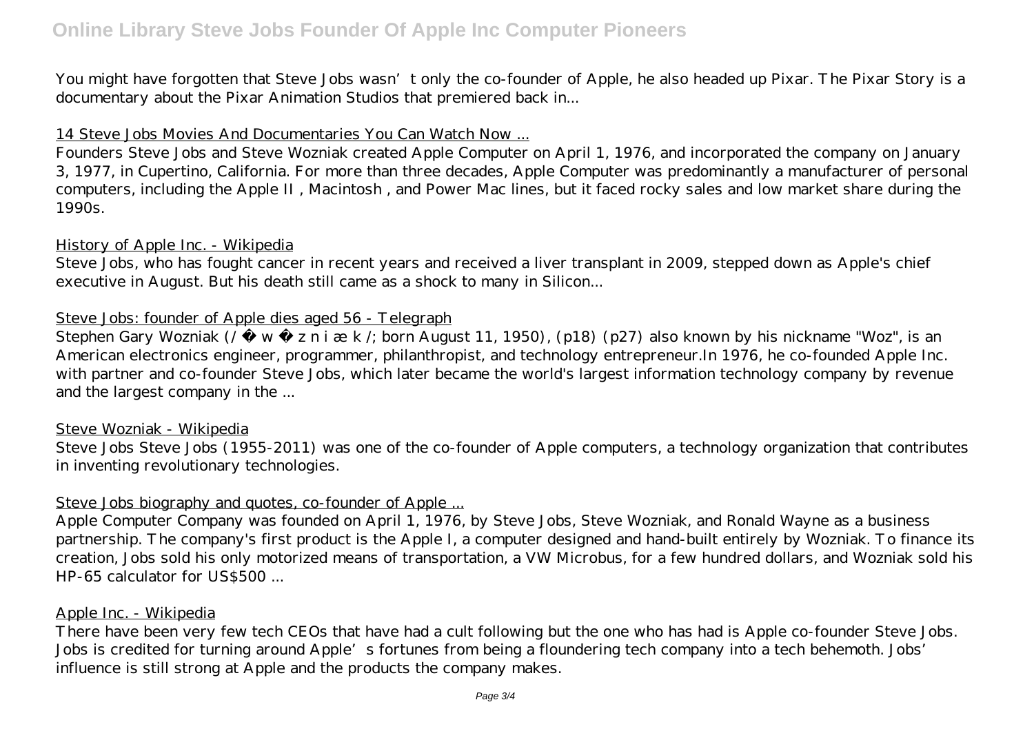You might have forgotten that Steve Jobs wasn't only the co-founder of Apple, he also headed up Pixar. The Pixar Story is a documentary about the Pixar Animation Studios that premiered back in...

14 Steve Jobs Movies And Documentaries You Can Watch Now ...

Founders Steve Jobs and Steve Wozniak created Apple Computer on April 1, 1976, and incorporated the company on January 3, 1977, in Cupertino, California. For more than three decades, Apple Computer was predominantly a manufacturer of personal computers, including the Apple II , Macintosh , and Power Mac lines, but it faced rocky sales and low market share during the 1990s.

History of Apple Inc. - Wikipedia

Steve Jobs, who has fought cancer in recent years and received a liver transplant in 2009, stepped down as Apple's chief executive in August. But his death still came as a shock to many in Silicon...

Steve Jobs: founder of Apple dies aged 56 - Telegraph

Stephen Gary Wozniak (/ ˈ w ɒ z n i æ k /; born August 11, 1950), (p18) (p27) also known by his nickname "Woz", is an American electronics engineer, programmer, philanthropist, and technology entrepreneur.In 1976, he co-founded Apple Inc. with partner and co-founder Steve Jobs, which later became the world's largest information technology company by revenue and the largest company in the ...

Steve Wozniak - Wikipedia

Steve Jobs Steve Jobs (1955-2011) was one of the co-founder of Apple computers, a technology organization that contributes in inventing revolutionary technologies.

Steve Jobs biography and quotes, co-founder of Apple ...

Apple Computer Company was founded on April 1, 1976, by Steve Jobs, Steve Wozniak, and Ronald Wayne as a business partnership. The company's first product is the Apple I, a computer designed and hand-built entirely by Wozniak. To finance its creation, Jobs sold his only motorized means of transportation, a VW Microbus, for a few hundred dollars, and Wozniak sold his HP-65 calculator for US$500 ...

Apple Inc. - Wikipedia

There have been very few tech CEOs that have had a cult following but the one who has had is Apple co-founder Steve Jobs. Jobs is credited for turning around Apple's fortunes from being a floundering tech company into a tech behemoth. Jobs' influence is still strong at Apple and the products the company makes.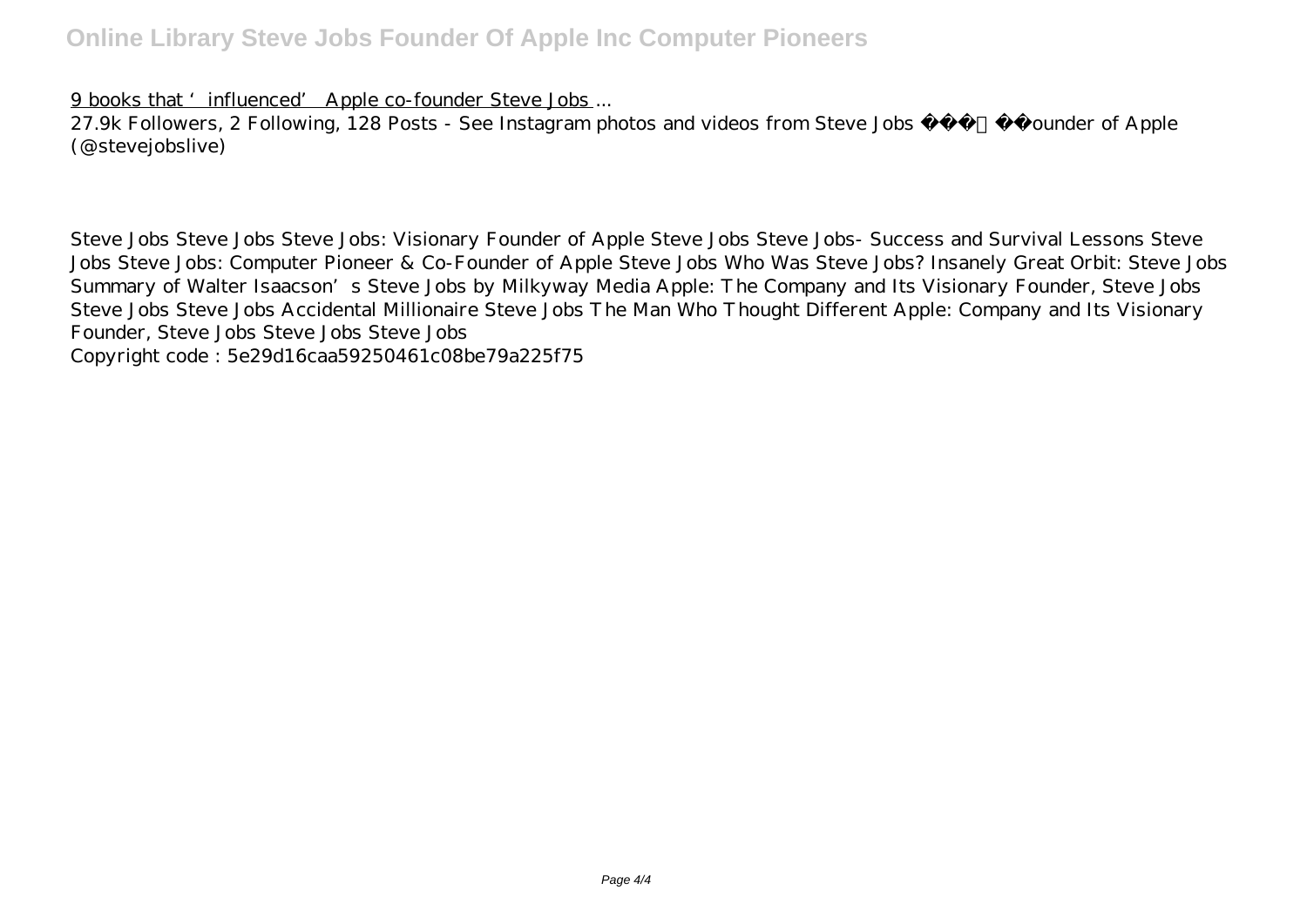9 books that 'influenced' Apple co-founder Steve Jobs ...

27.9k Followers, 2 Following, 128 Posts - See Instagram photos and videos from Steve Jobs Founder of Apple (@stevejobslive)

Steve Jobs Steve Jobs Steve Jobs: Visionary Founder of Apple Steve Jobs Steve Jobs- Success and Survival Lessons Steve Jobs Steve Jobs: Computer Pioneer & Co-Founder of Apple Steve Jobs Who Was Steve Jobs? Insanely Great Orbit: Steve Jobs Summary of Walter Isaacson's Steve Jobs by Milkyway Media Apple: The Company and Its Visionary Founder, Steve Jobs Steve Jobs Steve Jobs Accidental Millionaire Steve Jobs The Man Who Thought Different Apple: Company and Its Visionary Founder, Steve Jobs Steve Jobs Steve Jobs

Copyright code : 5e29d16caa59250461c08be79a225f75